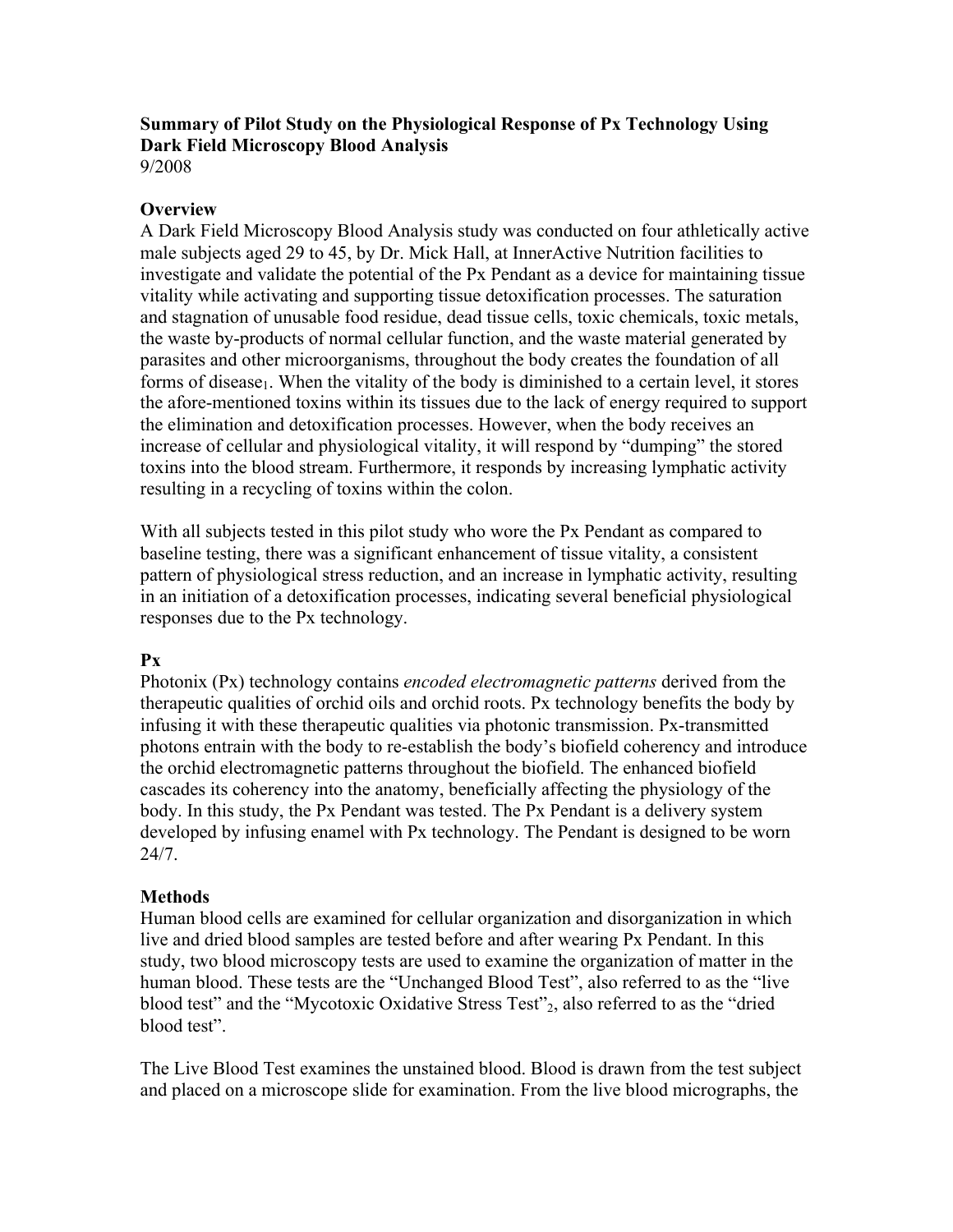**Summary of Pilot Study on the Physiological Response of Px Technology Using Dark Field Microscopy Blood Analysis**
9/2008

## Overview

A Dark Field Microscopy Blood Analysis study was conducted on four athletically active male subjects aged 29 to 45, by Dr. Mick Hall, at InnerActive Nutrition facilities to investigate and validate the potential of the Px Pendant as a device for maintaining tissue vitality while activating and supporting tissue detoxification processes. The saturation and stagnation of unusable food residue, dead tissue cells, toxic chemicals, toxic metals, the waste by-products of normal cellular function, and the waste material generated by parasites and other microorganisms, throughout the body creates the foundation of all forms of disease[1]. When the vitality of the body is diminished to a certain level, it stores the afore-mentioned toxins within its tissues due to the lack of energy required to support the elimination and detoxification processes. However, when the body receives an increase of cellular and physiological vitality, it will respond by "dumping" the stored toxins into the blood stream. Furthermore, it responds by increasing lymphatic activity resulting in a recycling of toxins within the colon.

With all subjects tested in this pilot study who wore the Px Pendant as compared to baseline testing, there was a significant enhancement of tissue vitality, a consistent pattern of physiological stress reduction, and an increase in lymphatic activity, resulting in an initiation of a detoxification processes, indicating several beneficial physiological responses due to the Px technology.

## Px

Photonix (Px) technology contains *encoded electromagnetic patterns* derived from the therapeutic qualities of orchid oils and orchid roots. Px technology benefits the body by infusing it with these therapeutic qualities via photonic transmission. Px-transmitted photons entrain with the body to re-establish the body's biofield coherency and introduce the orchid electromagnetic patterns throughout the biofield. The enhanced biofield cascades its coherency into the anatomy, beneficially affecting the physiology of the body. In this study, the Px Pendant was tested. The Px Pendant is a delivery system developed by infusing enamel with Px technology. The Pendant is designed to be worn 24/7.

## Methods

Human blood cells are examined for cellular organization and disorganization in which live and dried blood samples are tested before and after wearing Px Pendant. In this study, two blood microscopy tests are used to examine the organization of matter in the human blood. These tests are the "Unchanged Blood Test", also referred to as the "live blood test" and the "Mycotoxic Oxidative Stress Test"[2], also referred to as the "dried blood test".

The Live Blood Test examines the unstained blood. Blood is drawn from the test subject and placed on a microscope slide for examination. From the live blood micrographs, the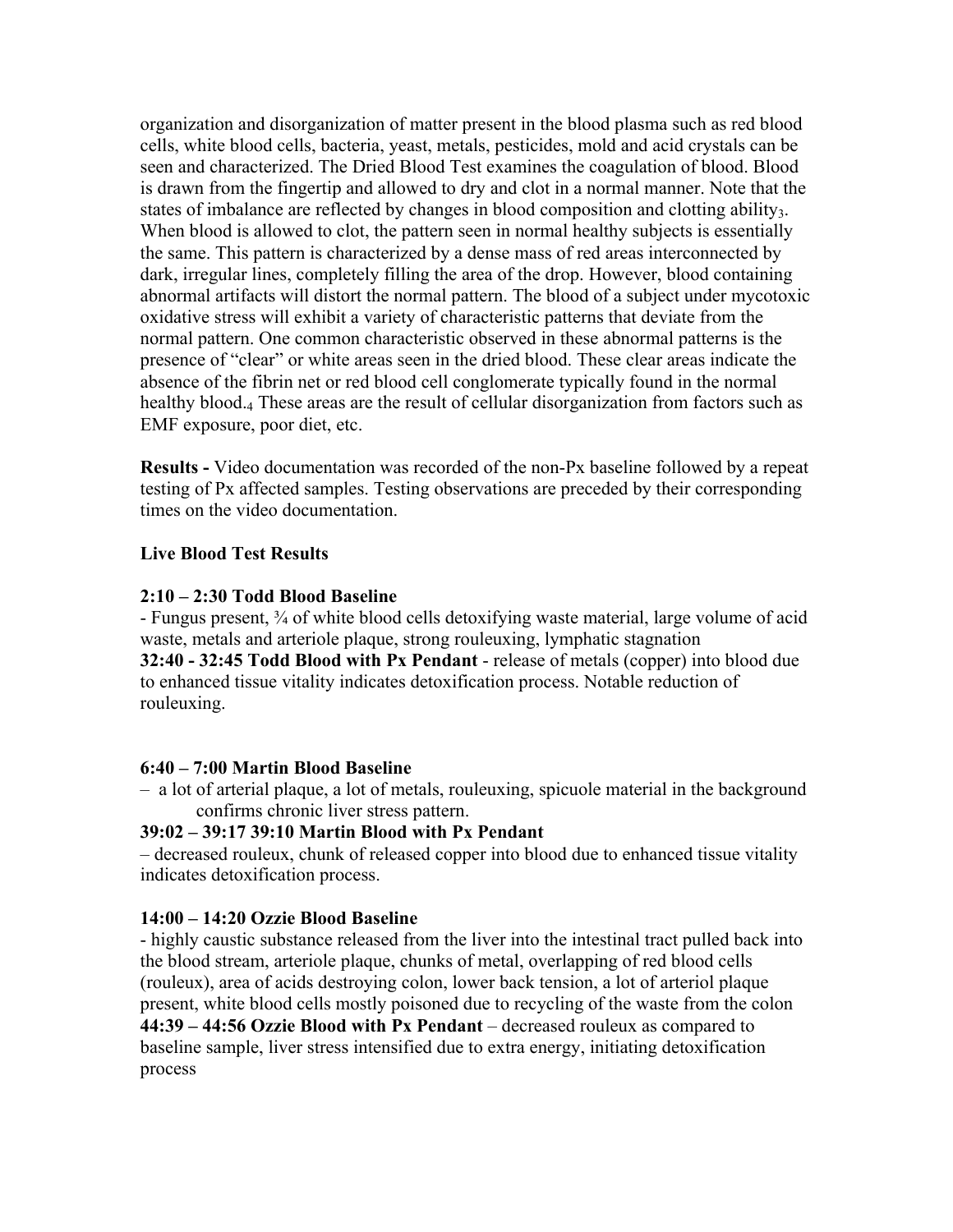organization and disorganization of matter present in the blood plasma such as red blood cells, white blood cells, bacteria, yeast, metals, pesticides, mold and acid crystals can be seen and characterized. The Dried Blood Test examines the coagulation of blood. Blood is drawn from the fingertip and allowed to dry and clot in a normal manner. Note that the states of imbalance are reflected by changes in blood composition and clotting ability[3]. When blood is allowed to clot, the pattern seen in normal healthy subjects is essentially the same. This pattern is characterized by a dense mass of red areas interconnected by dark, irregular lines, completely filling the area of the drop. However, blood containing abnormal artifacts will distort the normal pattern. The blood of a subject under mycotoxic oxidative stress will exhibit a variety of characteristic patterns that deviate from the normal pattern. One common characteristic observed in these abnormal patterns is the presence of "clear" or white areas seen in the dried blood. These clear areas indicate the absence of the fibrin net or red blood cell conglomerate typically found in the normal healthy blood.[4] These areas are the result of cellular disorganization from factors such as EMF exposure, poor diet, etc.

**Results -** Video documentation was recorded of the non-Px baseline followed by a repeat testing of Px affected samples. Testing observations are preceded by their corresponding times on the video documentation.

**Live Blood Test Results**

**2:10 – 2:30 Todd Blood Baseline**
- Fungus present, ¾ of white blood cells detoxifying waste material, large volume of acid waste, metals and arteriole plaque, strong rouleuxing, lymphatic stagnation

**32:40 - 32:45 Todd Blood with Px Pendant** - release of metals (copper) into blood due to enhanced tissue vitality indicates detoxification process. Notable reduction of rouleuxing.

**6:40 – 7:00 Martin Blood Baseline**
– a lot of arterial plaque, a lot of metals, rouleuxing, spicuole material in the background confirms chronic liver stress pattern.

**39:02 – 39:17 39:10 Martin Blood with Px Pendant**
– decreased rouleux, chunk of released copper into blood due to enhanced tissue vitality indicates detoxification process.

**14:00 – 14:20 Ozzie Blood Baseline**
- highly caustic substance released from the liver into the intestinal tract pulled back into the blood stream, arteriole plaque, chunks of metal, overlapping of red blood cells (rouleux), area of acids destroying colon, lower back tension, a lot of arteriol plaque present, white blood cells mostly poisoned due to recycling of the waste from the colon

**44:39 – 44:56 Ozzie Blood with Px Pendant** – decreased rouleux as compared to baseline sample, liver stress intensified due to extra energy, initiating detoxification process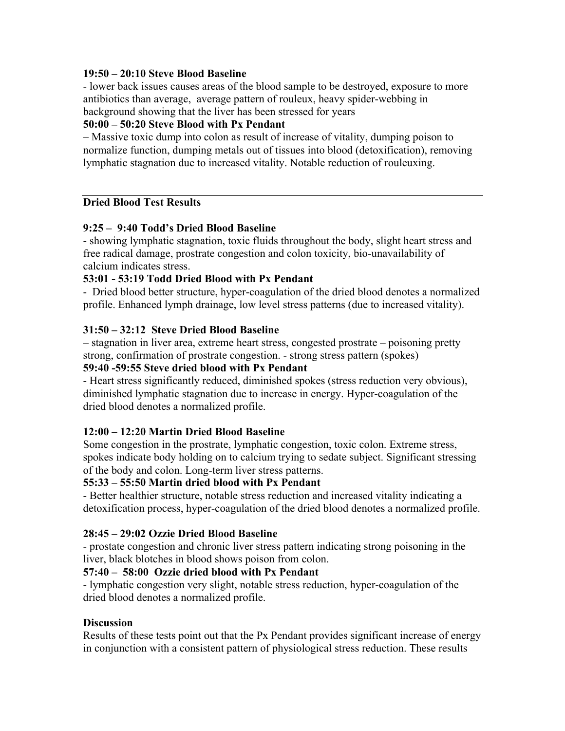**19:50 – 20:10 Steve Blood Baseline**

- lower back issues causes areas of the blood sample to be destroyed, exposure to more antibiotics than average, average pattern of rouleux, heavy spider-webbing in background showing that the liver has been stressed for years

**50:00 – 50:20 Steve Blood with Px Pendant**

– Massive toxic dump into colon as result of increase of vitality, dumping poison to normalize function, dumping metals out of tissues into blood (detoxification), removing lymphatic stagnation due to increased vitality. Notable reduction of rouleuxing.

---

**Dried Blood Test Results**

**9:25 – 9:40 Todd's Dried Blood Baseline**

- showing lymphatic stagnation, toxic fluids throughout the body, slight heart stress and free radical damage, prostrate congestion and colon toxicity, bio-unavailability of calcium indicates stress.

**53:01 - 53:19 Todd Dried Blood with Px Pendant**

- Dried blood better structure, hyper-coagulation of the dried blood denotes a normalized profile. Enhanced lymph drainage, low level stress patterns (due to increased vitality).

**31:50 – 32:12 Steve Dried Blood Baseline**

– stagnation in liver area, extreme heart stress, congested prostrate – poisoning pretty strong, confirmation of prostrate congestion. - strong stress pattern (spokes)

**59:40 -59:55 Steve dried blood with Px Pendant**

- Heart stress significantly reduced, diminished spokes (stress reduction very obvious), diminished lymphatic stagnation due to increase in energy. Hyper-coagulation of the dried blood denotes a normalized profile.

**12:00 – 12:20 Martin Dried Blood Baseline**

Some congestion in the prostrate, lymphatic congestion, toxic colon. Extreme stress, spokes indicate body holding on to calcium trying to sedate subject. Significant stressing of the body and colon. Long-term liver stress patterns.

**55:33 – 55:50 Martin dried blood with Px Pendant**

- Better healthier structure, notable stress reduction and increased vitality indicating a detoxification process, hyper-coagulation of the dried blood denotes a normalized profile.

**28:45 – 29:02 Ozzie Dried Blood Baseline**

- prostate congestion and chronic liver stress pattern indicating strong poisoning in the liver, black blotches in blood shows poison from colon.

**57:40 – 58:00 Ozzie dried blood with Px Pendant**

- lymphatic congestion very slight, notable stress reduction, hyper-coagulation of the dried blood denotes a normalized profile.

**Discussion**

Results of these tests point out that the Px Pendant provides significant increase of energy in conjunction with a consistent pattern of physiological stress reduction. These results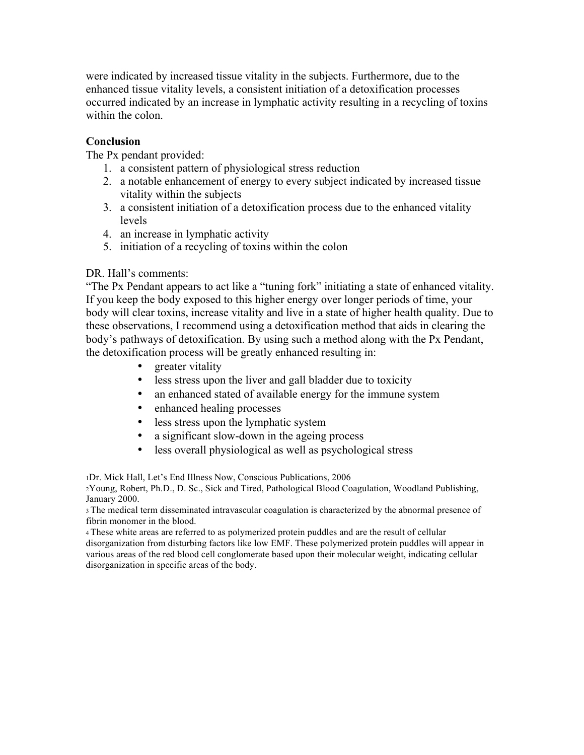were indicated by increased tissue vitality in the subjects. Furthermore, due to the enhanced tissue vitality levels, a consistent initiation of a detoxification processes occurred indicated by an increase in lymphatic activity resulting in a recycling of toxins within the colon.

**Conclusion**

The Px pendant provided:

1. a consistent pattern of physiological stress reduction
2. a notable enhancement of energy to every subject indicated by increased tissue vitality within the subjects
3. a consistent initiation of a detoxification process due to the enhanced vitality levels
4. an increase in lymphatic activity
5. initiation of a recycling of toxins within the colon

DR. Hall's comments:

"The Px Pendant appears to act like a "tuning fork" initiating a state of enhanced vitality. If you keep the body exposed to this higher energy over longer periods of time, your body will clear toxins, increase vitality and live in a state of higher health quality. Due to these observations, I recommend using a detoxification method that aids in clearing the body's pathways of detoxification. By using such a method along with the Px Pendant, the detoxification process will be greatly enhanced resulting in:

- greater vitality
- less stress upon the liver and gall bladder due to toxicity
- an enhanced stated of available energy for the immune system
- enhanced healing processes
- less stress upon the lymphatic system
- a significant slow-down in the ageing process
- less overall physiological as well as psychological stress

[1] Dr. Mick Hall, Let's End Illness Now, Conscious Publications, 2006

[2] Young, Robert, Ph.D., D. Sc., Sick and Tired, Pathological Blood Coagulation, Woodland Publishing, January 2000.

[3] The medical term disseminated intravascular coagulation is characterized by the abnormal presence of fibrin monomer in the blood.

[4] These white areas are referred to as polymerized protein puddles and are the result of cellular disorganization from disturbing factors like low EMF. These polymerized protein puddles will appear in various areas of the red blood cell conglomerate based upon their molecular weight, indicating cellular disorganization in specific areas of the body.